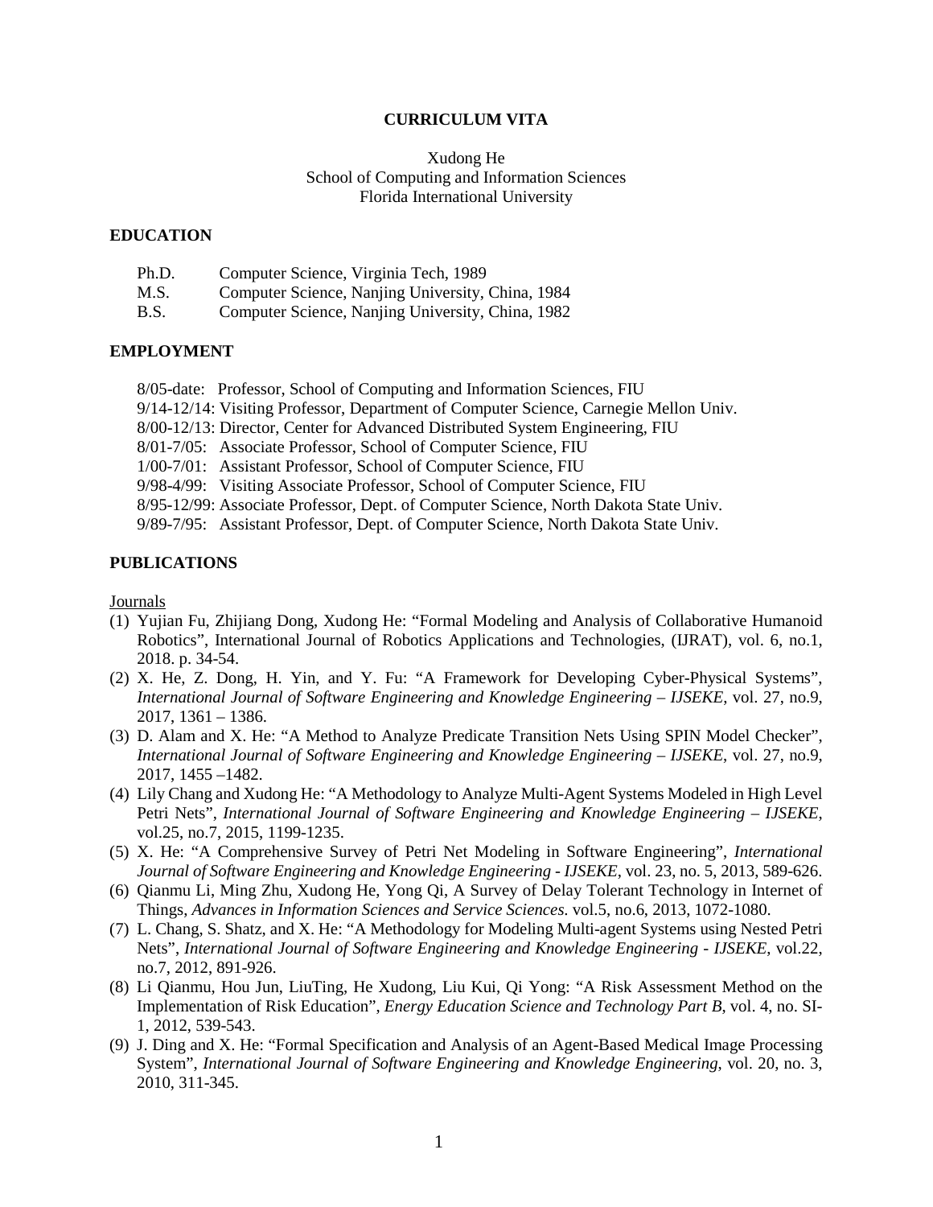# CURRICULUM VITA

Xudong He
School of Computing and Information Sciences
Florida International University

## EDUCATION

Ph.D. Computer Science, Virginia Tech, 1989
M.S. Computer Science, Nanjing University, China, 1984
B.S. Computer Science, Nanjing University, China, 1982

## EMPLOYMENT

8/05-date: Professor, School of Computing and Information Sciences, FIU
9/14-12/14: Visiting Professor, Department of Computer Science, Carnegie Mellon Univ.
8/00-12/13: Director, Center for Advanced Distributed System Engineering, FIU
8/01-7/05: Associate Professor, School of Computer Science, FIU
1/00-7/01: Assistant Professor, School of Computer Science, FIU
9/98-4/99: Visiting Associate Professor, School of Computer Science, FIU
8/95-12/99: Associate Professor, Dept. of Computer Science, North Dakota State Univ.
9/89-7/95: Assistant Professor, Dept. of Computer Science, North Dakota State Univ.

## PUBLICATIONS

Journals

(1) Yujian Fu, Zhijiang Dong, Xudong He: "Formal Modeling and Analysis of Collaborative Humanoid Robotics", International Journal of Robotics Applications and Technologies, (IJRAT), vol. 6, no.1, 2018. p. 34-54.
(2) X. He, Z. Dong, H. Yin, and Y. Fu: "A Framework for Developing Cyber-Physical Systems", *International Journal of Software Engineering and Knowledge Engineering – IJSEKE*, vol. 27, no.9, 2017, 1361 – 1386.
(3) D. Alam and X. He: "A Method to Analyze Predicate Transition Nets Using SPIN Model Checker", *International Journal of Software Engineering and Knowledge Engineering – IJSEKE*, vol. 27, no.9, 2017, 1455 –1482.
(4) Lily Chang and Xudong He: "A Methodology to Analyze Multi-Agent Systems Modeled in High Level Petri Nets", *International Journal of Software Engineering and Knowledge Engineering – IJSEKE*, vol.25, no.7, 2015, 1199-1235.
(5) X. He: "A Comprehensive Survey of Petri Net Modeling in Software Engineering", *International Journal of Software Engineering and Knowledge Engineering - IJSEKE*, vol. 23, no. 5, 2013, 589-626.
(6) Qianmu Li, Ming Zhu, Xudong He, Yong Qi, A Survey of Delay Tolerant Technology in Internet of Things, *Advances in Information Sciences and Service Sciences*. vol.5, no.6, 2013, 1072-1080.
(7) L. Chang, S. Shatz, and X. He: "A Methodology for Modeling Multi-agent Systems using Nested Petri Nets", *International Journal of Software Engineering and Knowledge Engineering - IJSEKE*, vol.22, no.7, 2012, 891-926.
(8) Li Qianmu, Hou Jun, LiuTing, He Xudong, Liu Kui, Qi Yong: "A Risk Assessment Method on the Implementation of Risk Education", *Energy Education Science and Technology Part B*, vol. 4, no. SI-1, 2012, 539-543.
(9) J. Ding and X. He: "Formal Specification and Analysis of an Agent-Based Medical Image Processing System", *International Journal of Software Engineering and Knowledge Engineering*, vol. 20, no. 3, 2010, 311-345.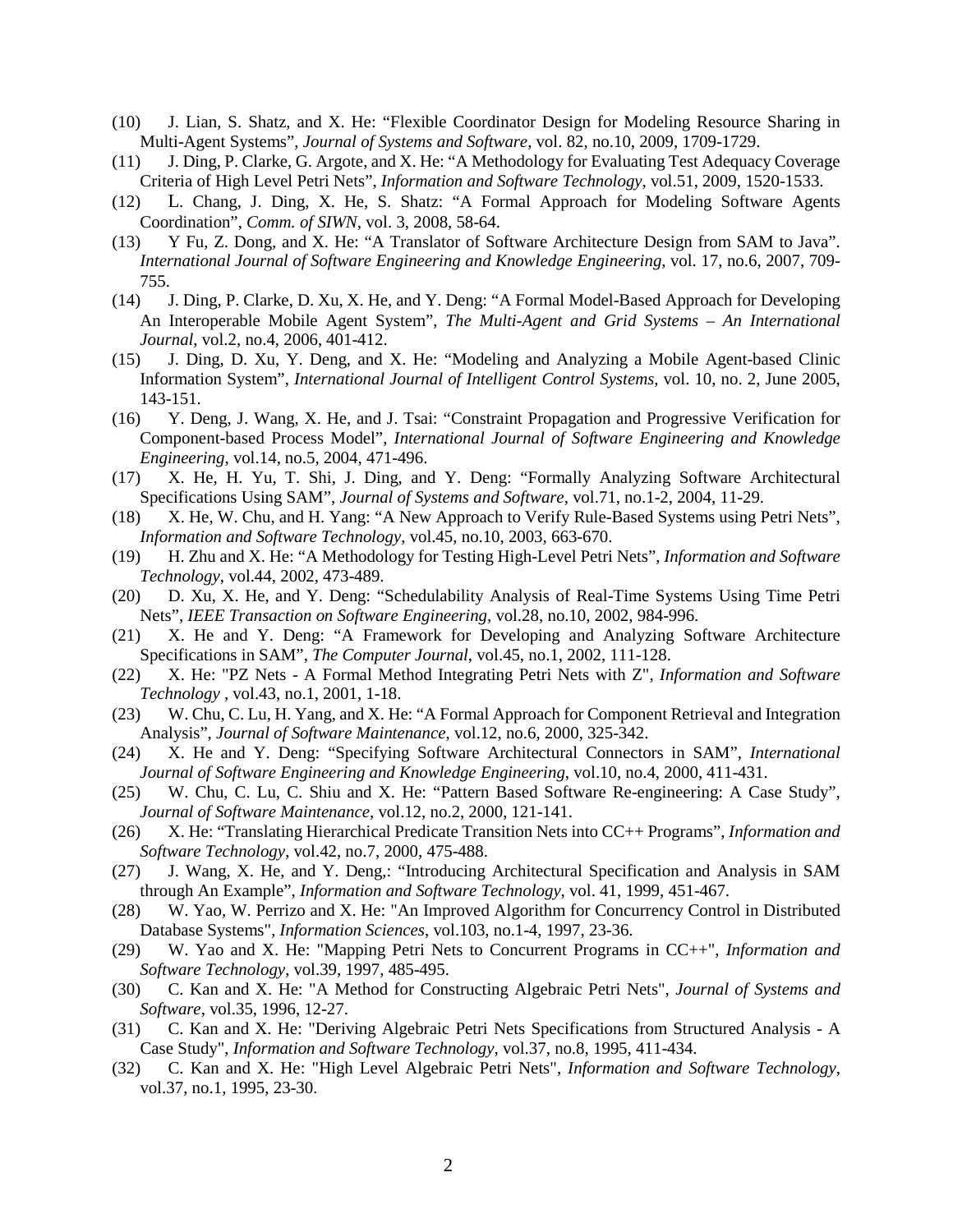(10) J. Lian, S. Shatz, and X. He: "Flexible Coordinator Design for Modeling Resource Sharing in Multi-Agent Systems", *Journal of Systems and Software*, vol. 82, no.10, 2009, 1709-1729.

(11) J. Ding, P. Clarke, G. Argote, and X. He: "A Methodology for Evaluating Test Adequacy Coverage Criteria of High Level Petri Nets", *Information and Software Technology*, vol.51, 2009, 1520-1533.

(12) L. Chang, J. Ding, X. He, S. Shatz: "A Formal Approach for Modeling Software Agents Coordination", *Comm. of SIWN*, vol. 3, 2008, 58-64.

(13) Y Fu, Z. Dong, and X. He: "A Translator of Software Architecture Design from SAM to Java". *International Journal of Software Engineering and Knowledge Engineering*, vol. 17, no.6, 2007, 709-755.

(14) J. Ding, P. Clarke, D. Xu, X. He, and Y. Deng: "A Formal Model-Based Approach for Developing An Interoperable Mobile Agent System", *The Multi-Agent and Grid Systems – An International Journal*, vol.2, no.4, 2006, 401-412.

(15) J. Ding, D. Xu, Y. Deng, and X. He: "Modeling and Analyzing a Mobile Agent-based Clinic Information System", *International Journal of Intelligent Control Systems*, vol. 10, no. 2, June 2005, 143-151.

(16) Y. Deng, J. Wang, X. He, and J. Tsai: "Constraint Propagation and Progressive Verification for Component-based Process Model", *International Journal of Software Engineering and Knowledge Engineering*, vol.14, no.5, 2004, 471-496.

(17) X. He, H. Yu, T. Shi, J. Ding, and Y. Deng: "Formally Analyzing Software Architectural Specifications Using SAM", *Journal of Systems and Software*, vol.71, no.1-2, 2004, 11-29.

(18) X. He, W. Chu, and H. Yang: "A New Approach to Verify Rule-Based Systems using Petri Nets", *Information and Software Technology*, vol.45, no.10, 2003, 663-670.

(19) H. Zhu and X. He: "A Methodology for Testing High-Level Petri Nets", *Information and Software Technology*, vol.44, 2002, 473-489.

(20) D. Xu, X. He, and Y. Deng: "Schedulability Analysis of Real-Time Systems Using Time Petri Nets", *IEEE Transaction on Software Engineering*, vol.28, no.10, 2002, 984-996.

(21) X. He and Y. Deng: "A Framework for Developing and Analyzing Software Architecture Specifications in SAM", *The Computer Journal*, vol.45, no.1, 2002, 111-128.

(22) X. He: "PZ Nets - A Formal Method Integrating Petri Nets with Z", *Information and Software Technology* , vol.43, no.1, 2001, 1-18.

(23) W. Chu, C. Lu, H. Yang, and X. He: "A Formal Approach for Component Retrieval and Integration Analysis", *Journal of Software Maintenance*, vol.12, no.6, 2000, 325-342.

(24) X. He and Y. Deng: "Specifying Software Architectural Connectors in SAM", *International Journal of Software Engineering and Knowledge Engineering*, vol.10, no.4, 2000, 411-431.

(25) W. Chu, C. Lu, C. Shiu and X. He: "Pattern Based Software Re-engineering: A Case Study", *Journal of Software Maintenance*, vol.12, no.2, 2000, 121-141.

(26) X. He: "Translating Hierarchical Predicate Transition Nets into CC++ Programs", *Information and Software Technology*, vol.42, no.7, 2000, 475-488.

(27) J. Wang, X. He, and Y. Deng,: "Introducing Architectural Specification and Analysis in SAM through An Example", *Information and Software Technology*, vol. 41, 1999, 451-467.

(28) W. Yao, W. Perrizo and X. He: "An Improved Algorithm for Concurrency Control in Distributed Database Systems", *Information Sciences*, vol.103, no.1-4, 1997, 23-36.

(29) W. Yao and X. He: "Mapping Petri Nets to Concurrent Programs in CC++", *Information and Software Technology*, vol.39, 1997, 485-495.

(30) C. Kan and X. He: "A Method for Constructing Algebraic Petri Nets", *Journal of Systems and Software*, vol.35, 1996, 12-27.

(31) C. Kan and X. He: "Deriving Algebraic Petri Nets Specifications from Structured Analysis - A Case Study", *Information and Software Technology*, vol.37, no.8, 1995, 411-434.

(32) C. Kan and X. He: "High Level Algebraic Petri Nets", *Information and Software Technology*, vol.37, no.1, 1995, 23-30.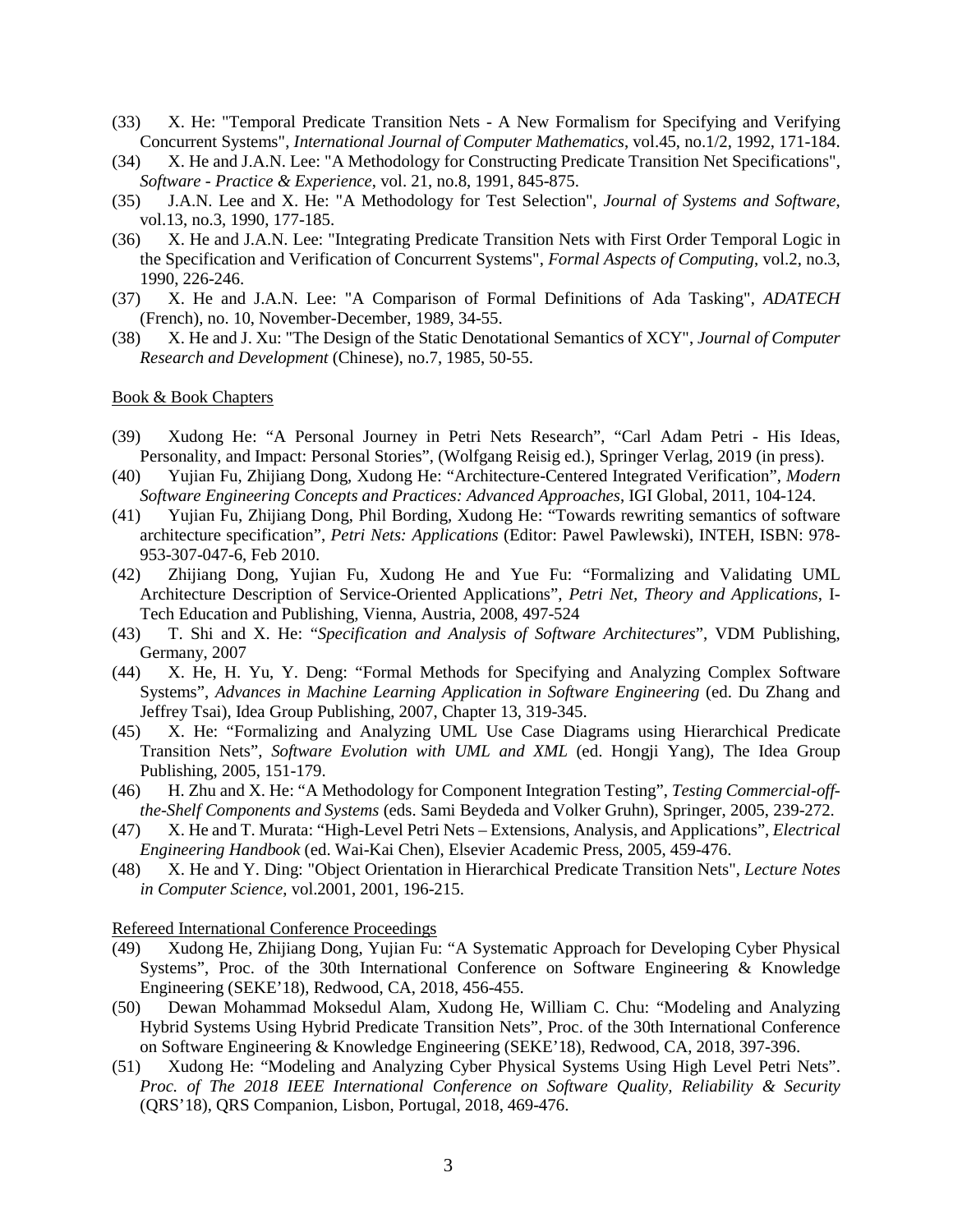(33) X. He: "Temporal Predicate Transition Nets - A New Formalism for Specifying and Verifying Concurrent Systems", *International Journal of Computer Mathematics*, vol.45, no.1/2, 1992, 171-184.

(34) X. He and J.A.N. Lee: "A Methodology for Constructing Predicate Transition Net Specifications", *Software - Practice & Experience*, vol. 21, no.8, 1991, 845-875.

(35) J.A.N. Lee and X. He: "A Methodology for Test Selection", *Journal of Systems and Software*, vol.13, no.3, 1990, 177-185.

(36) X. He and J.A.N. Lee: "Integrating Predicate Transition Nets with First Order Temporal Logic in the Specification and Verification of Concurrent Systems", *Formal Aspects of Computing*, vol.2, no.3, 1990, 226-246.

(37) X. He and J.A.N. Lee: "A Comparison of Formal Definitions of Ada Tasking", *ADATECH* (French), no. 10, November-December, 1989, 34-55.

(38) X. He and J. Xu: "The Design of the Static Denotational Semantics of XCY", *Journal of Computer Research and Development* (Chinese), no.7, 1985, 50-55.

Book & Book Chapters

(39) Xudong He: "A Personal Journey in Petri Nets Research", "Carl Adam Petri - His Ideas, Personality, and Impact: Personal Stories", (Wolfgang Reisig ed.), Springer Verlag, 2019 (in press).

(40) Yujian Fu, Zhijiang Dong, Xudong He: "Architecture-Centered Integrated Verification", *Modern Software Engineering Concepts and Practices: Advanced Approaches*, IGI Global, 2011, 104-124.

(41) Yujian Fu, Zhijiang Dong, Phil Bording, Xudong He: "Towards rewriting semantics of software architecture specification", *Petri Nets: Applications* (Editor: Pawel Pawlewski), INTEH, ISBN: 978-953-307-047-6, Feb 2010.

(42) Zhijiang Dong, Yujian Fu, Xudong He and Yue Fu: "Formalizing and Validating UML Architecture Description of Service-Oriented Applications", *Petri Net, Theory and Applications*, I-Tech Education and Publishing, Vienna, Austria, 2008, 497-524

(43) T. Shi and X. He: "*Specification and Analysis of Software Architectures*", VDM Publishing, Germany, 2007

(44) X. He, H. Yu, Y. Deng: "Formal Methods for Specifying and Analyzing Complex Software Systems", *Advances in Machine Learning Application in Software Engineering* (ed. Du Zhang and Jeffrey Tsai), Idea Group Publishing, 2007, Chapter 13, 319-345.

(45) X. He: "Formalizing and Analyzing UML Use Case Diagrams using Hierarchical Predicate Transition Nets", *Software Evolution with UML and XML* (ed. Hongji Yang), The Idea Group Publishing, 2005, 151-179.

(46) H. Zhu and X. He: "A Methodology for Component Integration Testing", *Testing Commercial-off-the-Shelf Components and Systems* (eds. Sami Beydeda and Volker Gruhn), Springer, 2005, 239-272.

(47) X. He and T. Murata: "High-Level Petri Nets – Extensions, Analysis, and Applications", *Electrical Engineering Handbook* (ed. Wai-Kai Chen), Elsevier Academic Press, 2005, 459-476.

(48) X. He and Y. Ding: "Object Orientation in Hierarchical Predicate Transition Nets", *Lecture Notes in Computer Science*, vol.2001, 2001, 196-215.

Refereed International Conference Proceedings

(49) Xudong He, Zhijiang Dong, Yujian Fu: "A Systematic Approach for Developing Cyber Physical Systems", Proc. of the 30th International Conference on Software Engineering & Knowledge Engineering (SEKE'18), Redwood, CA, 2018, 456-455.

(50) Dewan Mohammad Moksedul Alam, Xudong He, William C. Chu: "Modeling and Analyzing Hybrid Systems Using Hybrid Predicate Transition Nets", Proc. of the 30th International Conference on Software Engineering & Knowledge Engineering (SEKE'18), Redwood, CA, 2018, 397-396.

(51) Xudong He: "Modeling and Analyzing Cyber Physical Systems Using High Level Petri Nets". *Proc. of The 2018 IEEE International Conference on Software Quality, Reliability & Security* (QRS'18), QRS Companion, Lisbon, Portugal, 2018, 469-476.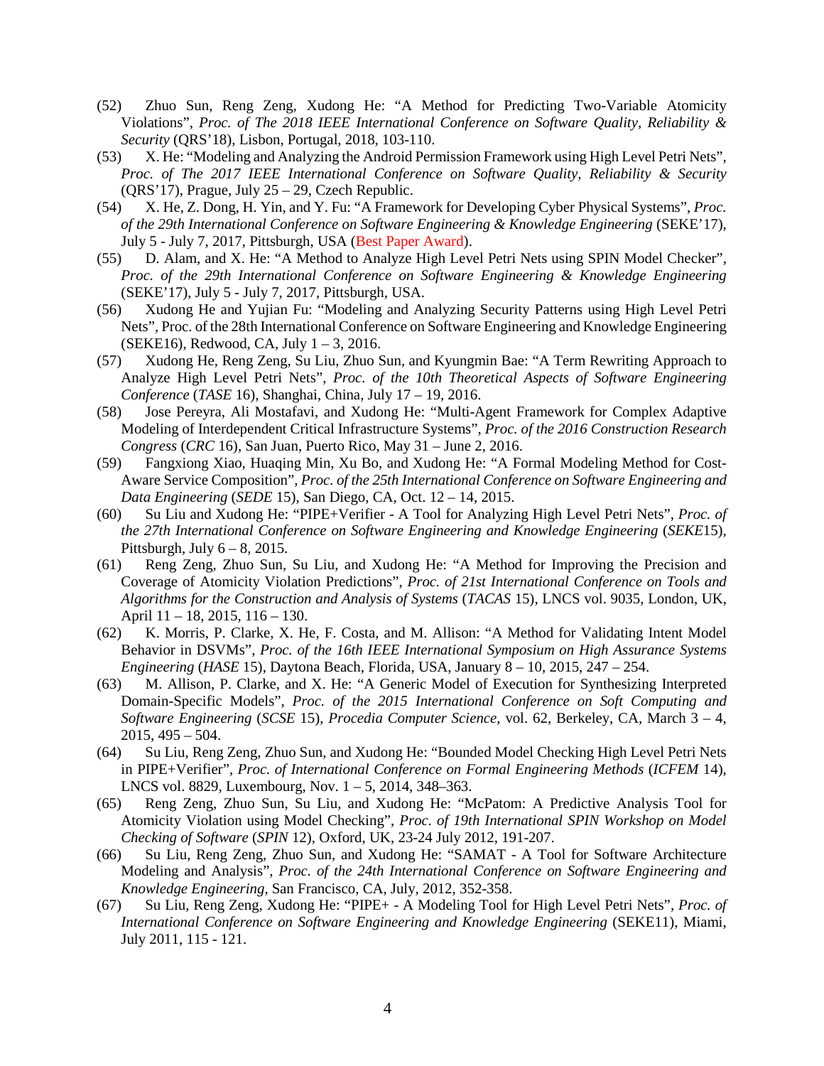(52) Zhuo Sun, Reng Zeng, Xudong He: "A Method for Predicting Two-Variable Atomicity Violations", *Proc. of The 2018 IEEE International Conference on Software Quality, Reliability & Security* (QRS'18), Lisbon, Portugal, 2018, 103-110.

(53) X. He: "Modeling and Analyzing the Android Permission Framework using High Level Petri Nets", *Proc. of The 2017 IEEE International Conference on Software Quality, Reliability & Security* (QRS'17), Prague, July 25 – 29, Czech Republic.

(54) X. He, Z. Dong, H. Yin, and Y. Fu: "A Framework for Developing Cyber Physical Systems", *Proc. of the 29th International Conference on Software Engineering & Knowledge Engineering* (SEKE'17), July 5 - July 7, 2017, Pittsburgh, USA (Best Paper Award).

(55) D. Alam, and X. He: "A Method to Analyze High Level Petri Nets using SPIN Model Checker", *Proc. of the 29th International Conference on Software Engineering & Knowledge Engineering* (SEKE'17), July 5 - July 7, 2017, Pittsburgh, USA.

(56) Xudong He and Yujian Fu: "Modeling and Analyzing Security Patterns using High Level Petri Nets", Proc. of the 28th International Conference on Software Engineering and Knowledge Engineering (SEKE16), Redwood, CA, July 1 – 3, 2016.

(57) Xudong He, Reng Zeng, Su Liu, Zhuo Sun, and Kyungmin Bae: "A Term Rewriting Approach to Analyze High Level Petri Nets", *Proc. of the 10th Theoretical Aspects of Software Engineering Conference* (*TASE* 16), Shanghai, China, July 17 – 19, 2016.

(58) Jose Pereyra, Ali Mostafavi, and Xudong He: "Multi-Agent Framework for Complex Adaptive Modeling of Interdependent Critical Infrastructure Systems", *Proc. of the 2016 Construction Research Congress* (*CRC* 16), San Juan, Puerto Rico, May 31 – June 2, 2016.

(59) Fangxiong Xiao, Huaqing Min, Xu Bo, and Xudong He: "A Formal Modeling Method for Cost-Aware Service Composition", *Proc. of the 25th International Conference on Software Engineering and Data Engineering* (*SEDE* 15), San Diego, CA, Oct. 12 – 14, 2015.

(60) Su Liu and Xudong He: "PIPE+Verifier - A Tool for Analyzing High Level Petri Nets", *Proc. of the 27th International Conference on Software Engineering and Knowledge Engineering* (*SEKE*15), Pittsburgh, July 6 – 8, 2015.

(61) Reng Zeng, Zhuo Sun, Su Liu, and Xudong He: "A Method for Improving the Precision and Coverage of Atomicity Violation Predictions", *Proc. of 21st International Conference on Tools and Algorithms for the Construction and Analysis of Systems* (*TACAS* 15), LNCS vol. 9035, London, UK, April 11 – 18, 2015, 116 – 130.

(62) K. Morris, P. Clarke, X. He, F. Costa, and M. Allison: "A Method for Validating Intent Model Behavior in DSVMs", *Proc. of the 16th IEEE International Symposium on High Assurance Systems Engineering* (*HASE* 15), Daytona Beach, Florida, USA, January 8 – 10, 2015, 247 – 254.

(63) M. Allison, P. Clarke, and X. He: "A Generic Model of Execution for Synthesizing Interpreted Domain-Specific Models", *Proc. of the 2015 International Conference on Soft Computing and Software Engineering* (*SCSE* 15), *Procedia Computer Science*, vol. 62, Berkeley, CA, March 3 – 4, 2015, 495 – 504.

(64) Su Liu, Reng Zeng, Zhuo Sun, and Xudong He: "Bounded Model Checking High Level Petri Nets in PIPE+Verifier", *Proc. of International Conference on Formal Engineering Methods* (*ICFEM* 14), LNCS vol. 8829, Luxembourg, Nov. 1 – 5, 2014, 348–363.

(65) Reng Zeng, Zhuo Sun, Su Liu, and Xudong He: "McPatom: A Predictive Analysis Tool for Atomicity Violation using Model Checking", *Proc. of 19th International SPIN Workshop on Model Checking of Software* (*SPIN* 12), Oxford, UK, 23-24 July 2012, 191-207.

(66) Su Liu, Reng Zeng, Zhuo Sun, and Xudong He: "SAMAT - A Tool for Software Architecture Modeling and Analysis", *Proc. of the 24th International Conference on Software Engineering and Knowledge Engineering*, San Francisco, CA, July, 2012, 352-358.

(67) Su Liu, Reng Zeng, Xudong He: "PIPE+ - A Modeling Tool for High Level Petri Nets", *Proc. of International Conference on Software Engineering and Knowledge Engineering* (SEKE11), Miami, July 2011, 115 - 121.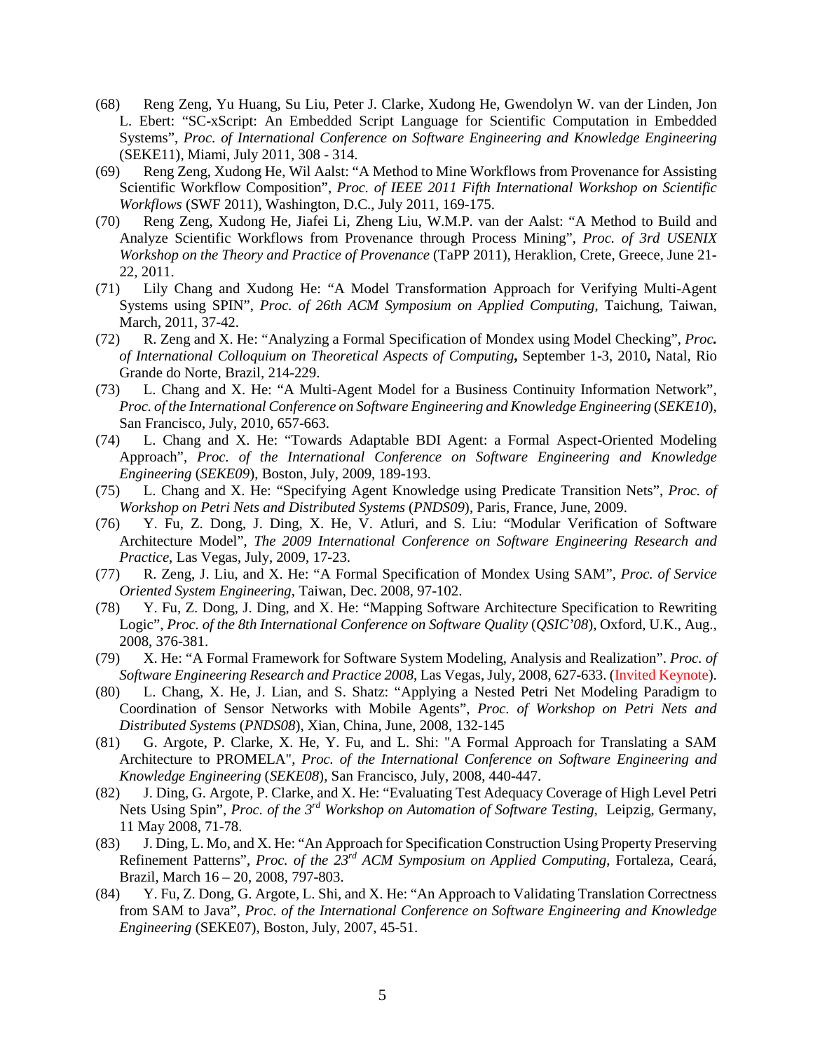(68) Reng Zeng, Yu Huang, Su Liu, Peter J. Clarke, Xudong He, Gwendolyn W. van der Linden, Jon L. Ebert: "SC-xScript: An Embedded Script Language for Scientific Computation in Embedded Systems", *Proc. of International Conference on Software Engineering and Knowledge Engineering* (SEKE11), Miami, July 2011, 308 - 314.

(69) Reng Zeng, Xudong He, Wil Aalst: "A Method to Mine Workflows from Provenance for Assisting Scientific Workflow Composition", *Proc. of IEEE 2011 Fifth International Workshop on Scientific Workflows* (SWF 2011), Washington, D.C., July 2011, 169-175.

(70) Reng Zeng, Xudong He, Jiafei Li, Zheng Liu, W.M.P. van der Aalst: "A Method to Build and Analyze Scientific Workflows from Provenance through Process Mining", *Proc. of 3rd USENIX Workshop on the Theory and Practice of Provenance* (TaPP 2011), Heraklion, Crete, Greece, June 21-22, 2011.

(71) Lily Chang and Xudong He: "A Model Transformation Approach for Verifying Multi-Agent Systems using SPIN", *Proc. of 26th ACM Symposium on Applied Computing*, Taichung, Taiwan, March, 2011, 37-42.

(72) R. Zeng and X. He: "Analyzing a Formal Specification of Mondex using Model Checking", ***Proc.*** *of International Colloquium on Theoretical Aspects of Computing***,** September 1-3, 2010**,** Natal, Rio Grande do Norte, Brazil, 214-229.

(73) L. Chang and X. He: "A Multi-Agent Model for a Business Continuity Information Network", *Proc. of the International Conference on Software Engineering and Knowledge Engineering* (*SEKE10*), San Francisco, July, 2010, 657-663.

(74) L. Chang and X. He: "Towards Adaptable BDI Agent: a Formal Aspect-Oriented Modeling Approach", *Proc. of the International Conference on Software Engineering and Knowledge Engineering* (*SEKE09*), Boston, July, 2009, 189-193.

(75) L. Chang and X. He: "Specifying Agent Knowledge using Predicate Transition Nets", *Proc. of Workshop on Petri Nets and Distributed Systems* (*PNDS09*), Paris, France, June, 2009.

(76) Y. Fu, Z. Dong, J. Ding, X. He, V. Atluri, and S. Liu: "Modular Verification of Software Architecture Model", *The 2009 International Conference on Software Engineering Research and Practice*, Las Vegas, July, 2009, 17-23.

(77) R. Zeng, J. Liu, and X. He: "A Formal Specification of Mondex Using SAM", *Proc. of Service Oriented System Engineering*, Taiwan, Dec. 2008, 97-102.

(78) Y. Fu, Z. Dong, J. Ding, and X. He: "Mapping Software Architecture Specification to Rewriting Logic", *Proc. of the 8th International Conference on Software Quality* (*QSIC'08*), Oxford, U.K., Aug., 2008, 376-381.

(79) X. He: "A Formal Framework for Software System Modeling, Analysis and Realization". *Proc. of Software Engineering Research and Practice 2008*, Las Vegas, July, 2008, 627-633. (Invited Keynote).

(80) L. Chang, X. He, J. Lian, and S. Shatz: "Applying a Nested Petri Net Modeling Paradigm to Coordination of Sensor Networks with Mobile Agents", *Proc. of Workshop on Petri Nets and Distributed Systems* (*PNDS08*), Xian, China, June, 2008, 132-145

(81) G. Argote, P. Clarke, X. He, Y. Fu, and L. Shi: "A Formal Approach for Translating a SAM Architecture to PROMELA", *Proc. of the International Conference on Software Engineering and Knowledge Engineering* (*SEKE08*), San Francisco, July, 2008, 440-447.

(82) J. Ding, G. Argote, P. Clarke, and X. He: "Evaluating Test Adequacy Coverage of High Level Petri Nets Using Spin", *Proc. of the 3rd Workshop on Automation of Software Testing*, Leipzig, Germany, 11 May 2008, 71-78.

(83) J. Ding, L. Mo, and X. He: "An Approach for Specification Construction Using Property Preserving Refinement Patterns", *Proc. of the 23rd ACM Symposium on Applied Computing*, Fortaleza, Ceará, Brazil, March 16 – 20, 2008, 797-803.

(84) Y. Fu, Z. Dong, G. Argote, L. Shi, and X. He: "An Approach to Validating Translation Correctness from SAM to Java", *Proc. of the International Conference on Software Engineering and Knowledge Engineering* (SEKE07), Boston, July, 2007, 45-51.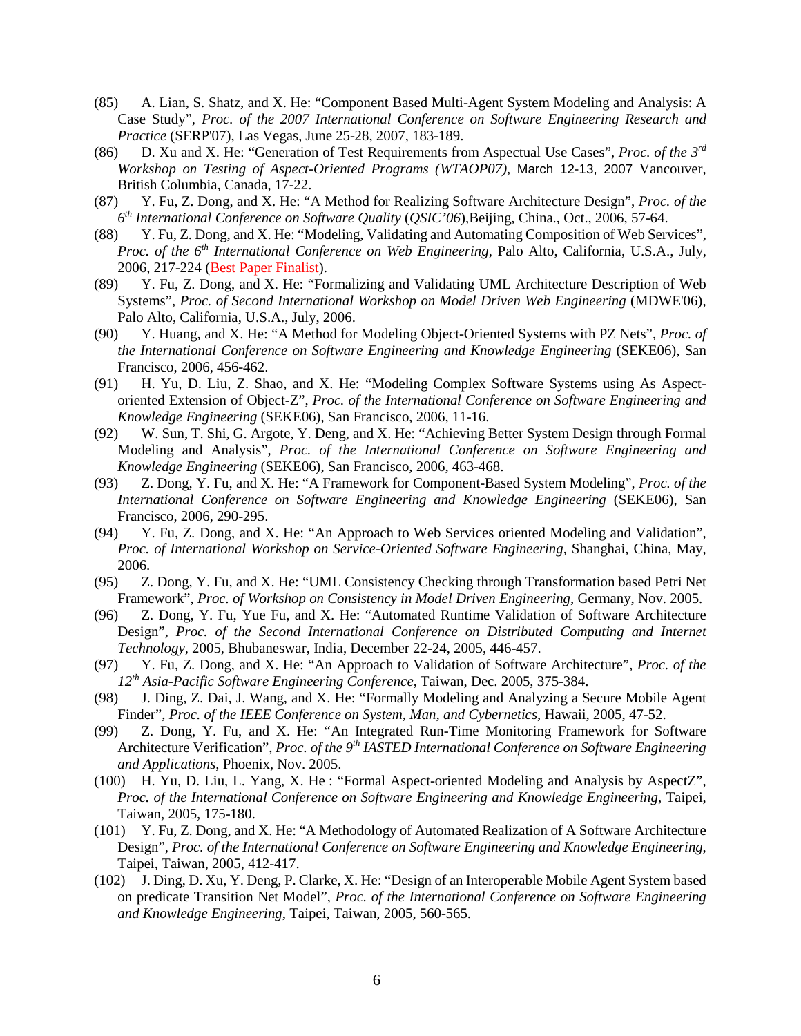(85) A. Lian, S. Shatz, and X. He: "Component Based Multi-Agent System Modeling and Analysis: A Case Study", *Proc. of the 2007 International Conference on Software Engineering Research and Practice* (SERP'07), Las Vegas, June 25-28, 2007, 183-189.

(86) D. Xu and X. He: "Generation of Test Requirements from Aspectual Use Cases", *Proc. of the 3rd Workshop on Testing of Aspect-Oriented Programs (WTAOP07)*, March 12-13, 2007 Vancouver, British Columbia, Canada, 17-22.

(87) Y. Fu, Z. Dong, and X. He: "A Method for Realizing Software Architecture Design", *Proc. of the 6th International Conference on Software Quality* (*QSIC'06*),Beijing, China., Oct., 2006, 57-64.

(88) Y. Fu, Z. Dong, and X. He: "Modeling, Validating and Automating Composition of Web Services", *Proc. of the 6th International Conference on Web Engineering*, Palo Alto, California, U.S.A., July, 2006, 217-224 (Best Paper Finalist).

(89) Y. Fu, Z. Dong, and X. He: "Formalizing and Validating UML Architecture Description of Web Systems", *Proc. of Second International Workshop on Model Driven Web Engineering* (MDWE'06), Palo Alto, California, U.S.A., July, 2006.

(90) Y. Huang, and X. He: "A Method for Modeling Object-Oriented Systems with PZ Nets", *Proc. of the International Conference on Software Engineering and Knowledge Engineering* (SEKE06), San Francisco, 2006, 456-462.

(91) H. Yu, D. Liu, Z. Shao, and X. He: "Modeling Complex Software Systems using As Aspect-oriented Extension of Object-Z", *Proc. of the International Conference on Software Engineering and Knowledge Engineering* (SEKE06), San Francisco, 2006, 11-16.

(92) W. Sun, T. Shi, G. Argote, Y. Deng, and X. He: "Achieving Better System Design through Formal Modeling and Analysis", *Proc. of the International Conference on Software Engineering and Knowledge Engineering* (SEKE06), San Francisco, 2006, 463-468.

(93) Z. Dong, Y. Fu, and X. He: "A Framework for Component-Based System Modeling", *Proc. of the International Conference on Software Engineering and Knowledge Engineering* (SEKE06), San Francisco, 2006, 290-295.

(94) Y. Fu, Z. Dong, and X. He: "An Approach to Web Services oriented Modeling and Validation", *Proc. of International Workshop on Service-Oriented Software Engineering*, Shanghai, China, May, 2006.

(95) Z. Dong, Y. Fu, and X. He: "UML Consistency Checking through Transformation based Petri Net Framework", *Proc. of Workshop on Consistency in Model Driven Engineering*, Germany, Nov. 2005.

(96) Z. Dong, Y. Fu, Yue Fu, and X. He: "Automated Runtime Validation of Software Architecture Design", *Proc. of the Second International Conference on Distributed Computing and Internet Technology*, 2005, Bhubaneswar, India, December 22-24, 2005, 446-457.

(97) Y. Fu, Z. Dong, and X. He: "An Approach to Validation of Software Architecture", *Proc. of the 12th Asia-Pacific Software Engineering Conference*, Taiwan, Dec. 2005, 375-384.

(98) J. Ding, Z. Dai, J. Wang, and X. He: "Formally Modeling and Analyzing a Secure Mobile Agent Finder", *Proc. of the IEEE Conference on System, Man, and Cybernetics*, Hawaii, 2005, 47-52.

(99) Z. Dong, Y. Fu, and X. He: "An Integrated Run-Time Monitoring Framework for Software Architecture Verification", *Proc. of the 9th IASTED International Conference on Software Engineering and Applications*, Phoenix, Nov. 2005.

(100) H. Yu, D. Liu, L. Yang, X. He : "Formal Aspect-oriented Modeling and Analysis by AspectZ", *Proc. of the International Conference on Software Engineering and Knowledge Engineering*, Taipei, Taiwan, 2005, 175-180.

(101) Y. Fu, Z. Dong, and X. He: "A Methodology of Automated Realization of A Software Architecture Design", *Proc. of the International Conference on Software Engineering and Knowledge Engineering*, Taipei, Taiwan, 2005, 412-417.

(102) J. Ding, D. Xu, Y. Deng, P. Clarke, X. He: "Design of an Interoperable Mobile Agent System based on predicate Transition Net Model", *Proc. of the International Conference on Software Engineering and Knowledge Engineering*, Taipei, Taiwan, 2005, 560-565.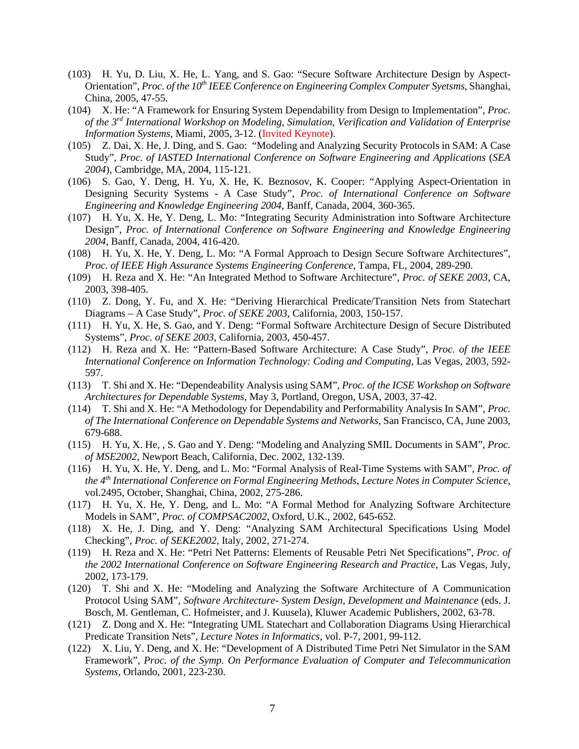(103) H. Yu, D. Liu, X. He, L. Yang, and S. Gao: "Secure Software Architecture Design by Aspect-Orientation", *Proc. of the 10th IEEE Conference on Engineering Complex Computer Syetsms*, Shanghai, China, 2005, 47-55.

(104) X. He: "A Framework for Ensuring System Dependability from Design to Implementation", *Proc. of the 3rd International Workshop on Modeling, Simulation, Verification and Validation of Enterprise Information Systems*, Miami, 2005, 3-12. (Invited Keynote).

(105) Z. Dai, X. He, J. Ding, and S. Gao: "Modeling and Analyzing Security Protocols in SAM: A Case Study", *Proc. of IASTED International Conference on Software Engineering and Applications* (*SEA 2004*), Cambridge, MA, 2004, 115-121.

(106) S. Gao, Y. Deng, H. Yu, X. He, K. Beznosov, K. Cooper: "Applying Aspect-Orientation in Designing Security Systems - A Case Study", *Proc. of International Conference on Software Engineering and Knowledge Engineering 2004*, Banff, Canada, 2004, 360-365.

(107) H. Yu, X. He, Y. Deng, L. Mo: "Integrating Security Administration into Software Architecture Design", *Proc. of International Conference on Software Engineering and Knowledge Engineering 2004*, Banff, Canada, 2004, 416-420.

(108) H. Yu, X. He, Y. Deng, L. Mo: "A Formal Approach to Design Secure Software Architectures", *Proc. of IEEE High Assurance Systems Engineering Conference*, Tampa, FL, 2004, 289-290.

(109) H. Reza and X. He: "An Integrated Method to Software Architecture", *Proc. of SEKE 2003*, CA, 2003, 398-405.

(110) Z. Dong, Y. Fu, and X. He: "Deriving Hierarchical Predicate/Transition Nets from Statechart Diagrams – A Case Study", *Proc. of SEKE 2003*, California, 2003, 150-157.

(111) H. Yu, X. He, S. Gao, and Y. Deng: "Formal Software Architecture Design of Secure Distributed Systems", *Proc. of SEKE 2003*, California, 2003, 450-457.

(112) H. Reza and X. He: "Pattern-Based Software Architecture: A Case Study", *Proc. of the IEEE International Conference on Information Technology: Coding and Computing*, Las Vegas, 2003, 592-597.

(113) T. Shi and X. He: "Dependeability Analysis using SAM", *Proc. of the ICSE Workshop on Software Architectures for Dependable Systems*, May 3, Portland, Oregon, USA, 2003, 37-42.

(114) T. Shi and X. He: "A Methodology for Dependability and Performability Analysis In SAM", *Proc. of The International Conference on Dependable Systems and Networks*, San Francisco, CA, June 2003, 679-688.

(115) H. Yu, X. He, , S. Gao and Y. Deng: "Modeling and Analyzing SMIL Documents in SAM", *Proc. of MSE2002*, Newport Beach, California, Dec. 2002, 132-139.

(116) H. Yu, X. He, Y. Deng, and L. Mo: "Formal Analysis of Real-Time Systems with SAM", *Proc. of the 4th International Conference on Formal Engineering Methods, Lecture Notes in Computer Science*, vol.2495, October, Shanghai, China, 2002, 275-286.

(117) H. Yu, X. He, Y. Deng, and L. Mo: "A Formal Method for Analyzing Software Architecture Models in SAM", *Proc. of COMPSAC2002*, Oxford, U.K., 2002, 645-652.

(118) X. He, J. Ding, and Y. Deng: "Analyzing SAM Architectural Specifications Using Model Checking", *Proc. of SEKE2002*, Italy, 2002, 271-274.

(119) H. Reza and X. He: "Petri Net Patterns: Elements of Reusable Petri Net Specifications", *Proc. of the 2002 International Conference on Software Engineering Research and Practice*, Las Vegas, July, 2002, 173-179.

(120) T. Shi and X. He: "Modeling and Analyzing the Software Architecture of A Communication Protocol Using SAM", *Software Architecture- System Design, Development and Maintenance* (eds. J. Bosch, M. Gentleman, C. Hofmeister, and J. Kuusela), Kluwer Academic Publishers, 2002, 63-78.

(121) Z. Dong and X. He: "Integrating UML Statechart and Collaboration Diagrams Using Hierarchical Predicate Transition Nets", *Lecture Notes in Informatics*, vol. P-7, 2001, 99-112.

(122) X. Liu, Y. Deng, and X. He: "Development of A Distributed Time Petri Net Simulator in the SAM Framework", *Proc. of the Symp. On Performance Evaluation of Computer and Telecommunication Systems*, Orlando, 2001, 223-230.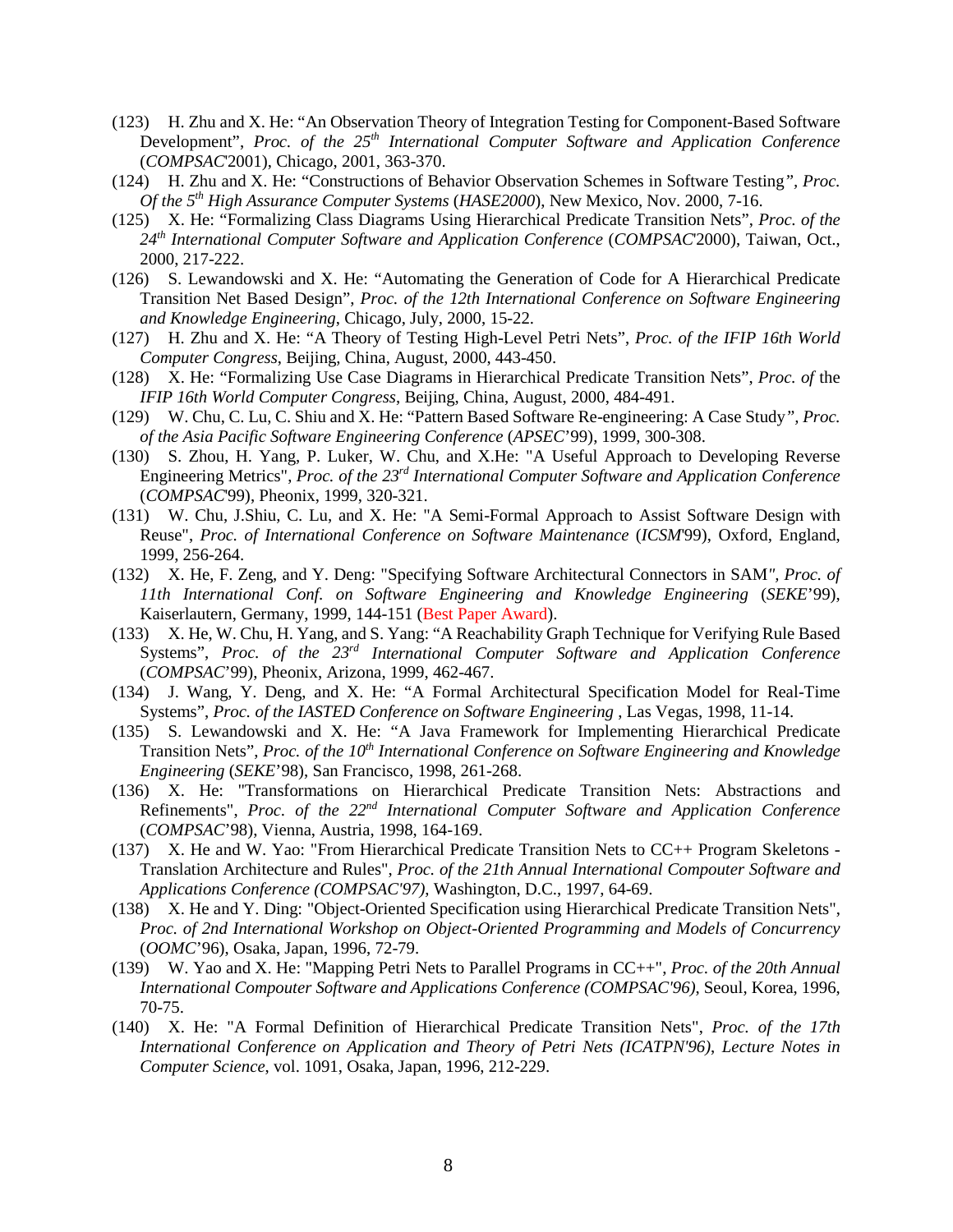(123) H. Zhu and X. He: "An Observation Theory of Integration Testing for Component-Based Software Development", *Proc. of the 25th International Computer Software and Application Conference* (*COMPSAC*'2001), Chicago, 2001, 363-370.

(124) H. Zhu and X. He: "Constructions of Behavior Observation Schemes in Software Testing", *Proc. Of the 5th High Assurance Computer Systems* (*HASE2000*), New Mexico, Nov. 2000, 7-16.

(125) X. He: "Formalizing Class Diagrams Using Hierarchical Predicate Transition Nets", *Proc. of the 24th International Computer Software and Application Conference* (*COMPSAC*'2000), Taiwan, Oct., 2000, 217-222.

(126) S. Lewandowski and X. He: "Automating the Generation of Code for A Hierarchical Predicate Transition Net Based Design", *Proc. of the 12th International Conference on Software Engineering and Knowledge Engineering*, Chicago, July, 2000, 15-22.

(127) H. Zhu and X. He: "A Theory of Testing High-Level Petri Nets", *Proc. of the IFIP 16th World Computer Congress*, Beijing, China, August, 2000, 443-450.

(128) X. He: "Formalizing Use Case Diagrams in Hierarchical Predicate Transition Nets", *Proc. of* the *IFIP 16th World Computer Congress*, Beijing, China, August, 2000, 484-491.

(129) W. Chu, C. Lu, C. Shiu and X. He: "Pattern Based Software Re-engineering: A Case Study", *Proc. of the Asia Pacific Software Engineering Conference* (*APSEC*'99), 1999, 300-308.

(130) S. Zhou, H. Yang, P. Luker, W. Chu, and X.He: "A Useful Approach to Developing Reverse Engineering Metrics", *Proc. of the 23rd International Computer Software and Application Conference* (*COMPSAC*'99), Pheonix, 1999, 320-321.

(131) W. Chu, J.Shiu, C. Lu, and X. He: "A Semi-Formal Approach to Assist Software Design with Reuse", *Proc. of International Conference on Software Maintenance* (*ICSM*'99), Oxford, England, 1999, 256-264.

(132) X. He, F. Zeng, and Y. Deng: "Specifying Software Architectural Connectors in SAM", *Proc. of 11th International Conf. on Software Engineering and Knowledge Engineering* (*SEKE*'99), Kaiserlautern, Germany, 1999, 144-151 (Best Paper Award).

(133) X. He, W. Chu, H. Yang, and S. Yang: "A Reachability Graph Technique for Verifying Rule Based Systems", *Proc. of the 23rd International Computer Software and Application Conference* (*COMPSAC*'99), Pheonix, Arizona, 1999, 462-467.

(134) J. Wang, Y. Deng, and X. He: "A Formal Architectural Specification Model for Real-Time Systems", *Proc. of the IASTED Conference on Software Engineering* , Las Vegas, 1998, 11-14.

(135) S. Lewandowski and X. He: "A Java Framework for Implementing Hierarchical Predicate Transition Nets", *Proc. of the 10th International Conference on Software Engineering and Knowledge Engineering* (*SEKE*'98), San Francisco, 1998, 261-268.

(136) X. He: "Transformations on Hierarchical Predicate Transition Nets: Abstractions and Refinements", *Proc. of the 22nd International Computer Software and Application Conference* (*COMPSAC*'98), Vienna, Austria, 1998, 164-169.

(137) X. He and W. Yao: "From Hierarchical Predicate Transition Nets to CC++ Program Skeletons - Translation Architecture and Rules", *Proc. of the 21th Annual International Compouter Software and Applications Conference (COMPSAC'97)*, Washington, D.C., 1997, 64-69.

(138) X. He and Y. Ding: "Object-Oriented Specification using Hierarchical Predicate Transition Nets", *Proc. of 2nd International Workshop on Object-Oriented Programming and Models of Concurrency* (*OOMC*'96), Osaka, Japan, 1996, 72-79.

(139) W. Yao and X. He: "Mapping Petri Nets to Parallel Programs in CC++", *Proc. of the 20th Annual International Compouter Software and Applications Conference (COMPSAC'96)*, Seoul, Korea, 1996, 70-75.

(140) X. He: "A Formal Definition of Hierarchical Predicate Transition Nets", *Proc. of the 17th International Conference on Application and Theory of Petri Nets (ICATPN'96)*, *Lecture Notes in Computer Science*, vol. 1091, Osaka, Japan, 1996, 212-229.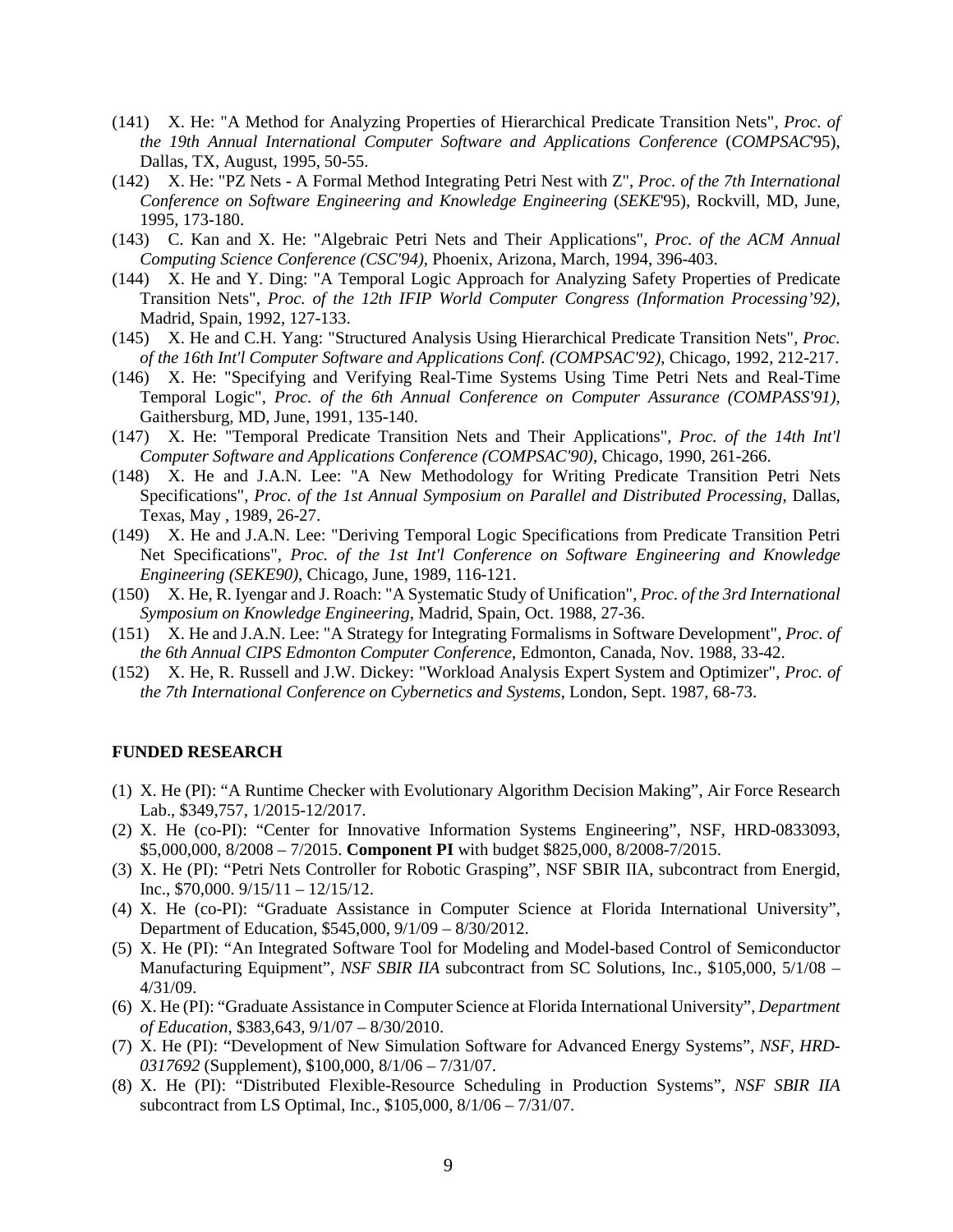(141) X. He: "A Method for Analyzing Properties of Hierarchical Predicate Transition Nets", *Proc. of the 19th Annual International Computer Software and Applications Conference* (*COMPSAC*'95), Dallas, TX, August, 1995, 50-55.

(142) X. He: "PZ Nets - A Formal Method Integrating Petri Nest with Z", *Proc. of the 7th International Conference on Software Engineering and Knowledge Engineering* (*SEKE*'95), Rockvill, MD, June, 1995, 173-180.

(143) C. Kan and X. He: "Algebraic Petri Nets and Their Applications", *Proc. of the ACM Annual Computing Science Conference (CSC'94)*, Phoenix, Arizona, March, 1994, 396-403.

(144) X. He and Y. Ding: "A Temporal Logic Approach for Analyzing Safety Properties of Predicate Transition Nets", *Proc. of the 12th IFIP World Computer Congress (Information Processing'92)*, Madrid, Spain, 1992, 127-133.

(145) X. He and C.H. Yang: "Structured Analysis Using Hierarchical Predicate Transition Nets", *Proc. of the 16th Int'l Computer Software and Applications Conf. (COMPSAC'92)*, Chicago, 1992, 212-217.

(146) X. He: "Specifying and Verifying Real-Time Systems Using Time Petri Nets and Real-Time Temporal Logic", *Proc. of the 6th Annual Conference on Computer Assurance (COMPASS'91)*, Gaithersburg, MD, June, 1991, 135-140.

(147) X. He: "Temporal Predicate Transition Nets and Their Applications", *Proc. of the 14th Int'l Computer Software and Applications Conference (COMPSAC'90)*, Chicago, 1990, 261-266.

(148) X. He and J.A.N. Lee: "A New Methodology for Writing Predicate Transition Petri Nets Specifications", *Proc. of the 1st Annual Symposium on Parallel and Distributed Processing*, Dallas, Texas, May , 1989, 26-27.

(149) X. He and J.A.N. Lee: "Deriving Temporal Logic Specifications from Predicate Transition Petri Net Specifications", *Proc. of the 1st Int'l Conference on Software Engineering and Knowledge Engineering (SEKE90)*, Chicago, June, 1989, 116-121.

(150) X. He, R. Iyengar and J. Roach: "A Systematic Study of Unification", *Proc. of the 3rd International Symposium on Knowledge Engineering*, Madrid, Spain, Oct. 1988, 27-36.

(151) X. He and J.A.N. Lee: "A Strategy for Integrating Formalisms in Software Development", *Proc. of the 6th Annual CIPS Edmonton Computer Conference*, Edmonton, Canada, Nov. 1988, 33-42.

(152) X. He, R. Russell and J.W. Dickey: "Workload Analysis Expert System and Optimizer", *Proc. of the 7th International Conference on Cybernetics and Systems*, London, Sept. 1987, 68-73.

## FUNDED RESEARCH

(1) X. He (PI): "A Runtime Checker with Evolutionary Algorithm Decision Making", Air Force Research Lab., $349,757, 1/2015-12/2017.

(2) X. He (co-PI): "Center for Innovative Information Systems Engineering", NSF, HRD-0833093, $5,000,000, 8/2008 – 7/2015. **Component PI** with budget $825,000, 8/2008-7/2015.

(3) X. He (PI): "Petri Nets Controller for Robotic Grasping", NSF SBIR IIA, subcontract from Energid, Inc., $70,000. 9/15/11 – 12/15/12.

(4) X. He (co-PI): "Graduate Assistance in Computer Science at Florida International University", Department of Education, $545,000, 9/1/09 – 8/30/2012.

(5) X. He (PI): "An Integrated Software Tool for Modeling and Model-based Control of Semiconductor Manufacturing Equipment", *NSF SBIR IIA* subcontract from SC Solutions, Inc., $105,000, 5/1/08 – 4/31/09.

(6) X. He (PI): "Graduate Assistance in Computer Science at Florida International University", *Department of Education*, $383,643, 9/1/07 – 8/30/2010.

(7) X. He (PI): "Development of New Simulation Software for Advanced Energy Systems", *NSF, HRD-0317692* (Supplement), $100,000, 8/1/06 – 7/31/07.

(8) X. He (PI): "Distributed Flexible-Resource Scheduling in Production Systems", *NSF SBIR IIA* subcontract from LS Optimal, Inc., $105,000, 8/1/06 – 7/31/07.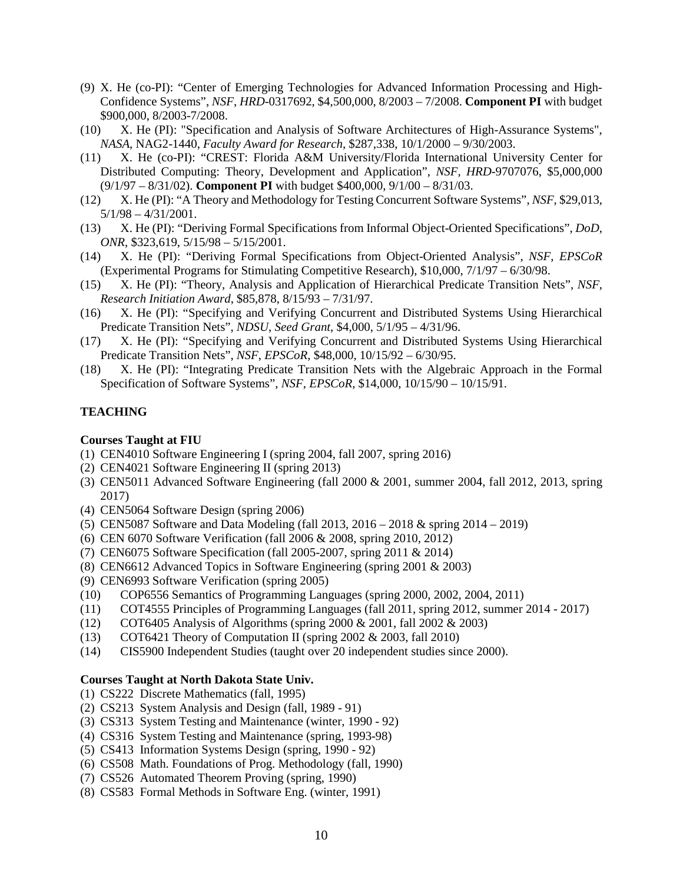(9) X. He (co-PI): "Center of Emerging Technologies for Advanced Information Processing and High-Confidence Systems", *NSF*, *HRD*-0317692, $4,500,000, 8/2003 – 7/2008. **Component PI** with budget $900,000, 8/2003-7/2008.

(10) X. He (PI): "Specification and Analysis of Software Architectures of High-Assurance Systems", *NASA*, NAG2-1440, *Faculty Award for Research*, $287,338, 10/1/2000 – 9/30/2003.

(11) X. He (co-PI): "CREST: Florida A&M University/Florida International University Center for Distributed Computing: Theory, Development and Application", *NSF*, *HRD*-9707076, $5,000,000 (9/1/97 – 8/31/02). **Component PI** with budget $400,000, 9/1/00 – 8/31/03.

(12) X. He (PI): "A Theory and Methodology for Testing Concurrent Software Systems", *NSF*, $29,013, 5/1/98 – 4/31/2001.

(13) X. He (PI): "Deriving Formal Specifications from Informal Object-Oriented Specifications", *DoD*, *ONR*, $323,619, 5/15/98 – 5/15/2001.

(14) X. He (PI): "Deriving Formal Specifications from Object-Oriented Analysis", *NSF*, *EPSCoR* (Experimental Programs for Stimulating Competitive Research), $10,000, 7/1/97 – 6/30/98.

(15) X. He (PI): "Theory, Analysis and Application of Hierarchical Predicate Transition Nets", *NSF*, *Research Initiation Award*, $85,878, 8/15/93 – 7/31/97.

(16) X. He (PI): "Specifying and Verifying Concurrent and Distributed Systems Using Hierarchical Predicate Transition Nets", *NDSU*, *Seed Grant*, $4,000, 5/1/95 – 4/31/96.

(17) X. He (PI): "Specifying and Verifying Concurrent and Distributed Systems Using Hierarchical Predicate Transition Nets", *NSF*, *EPSCoR*, $48,000, 10/15/92 – 6/30/95.

(18) X. He (PI): "Integrating Predicate Transition Nets with the Algebraic Approach in the Formal Specification of Software Systems", *NSF*, *EPSCoR*, $14,000, 10/15/90 – 10/15/91.

## TEACHING

### Courses Taught at FIU

(1) CEN4010 Software Engineering I (spring 2004, fall 2007, spring 2016)

(2) CEN4021 Software Engineering II (spring 2013)

(3) CEN5011 Advanced Software Engineering (fall 2000 & 2001, summer 2004, fall 2012, 2013, spring 2017)

(4) CEN5064 Software Design (spring 2006)

(5) CEN5087 Software and Data Modeling (fall 2013, 2016 – 2018 & spring 2014 – 2019)

(6) CEN 6070 Software Verification (fall 2006 & 2008, spring 2010, 2012)

(7) CEN6075 Software Specification (fall 2005-2007, spring 2011 & 2014)

(8) CEN6612 Advanced Topics in Software Engineering (spring 2001 & 2003)

(9) CEN6993 Software Verification (spring 2005)

(10) COP6556 Semantics of Programming Languages (spring 2000, 2002, 2004, 2011)

(11) COT4555 Principles of Programming Languages (fall 2011, spring 2012, summer 2014 - 2017)

(12) COT6405 Analysis of Algorithms (spring 2000 & 2001, fall 2002 & 2003)

(13) COT6421 Theory of Computation II (spring 2002 & 2003, fall 2010)

(14) CIS5900 Independent Studies (taught over 20 independent studies since 2000).

### Courses Taught at North Dakota State Univ.

(1) CS222 Discrete Mathematics (fall, 1995)

(2) CS213 System Analysis and Design (fall, 1989 - 91)

(3) CS313 System Testing and Maintenance (winter, 1990 - 92)

(4) CS316 System Testing and Maintenance (spring, 1993-98)

(5) CS413 Information Systems Design (spring, 1990 - 92)

(6) CS508 Math. Foundations of Prog. Methodology (fall, 1990)

(7) CS526 Automated Theorem Proving (spring, 1990)

(8) CS583 Formal Methods in Software Eng. (winter, 1991)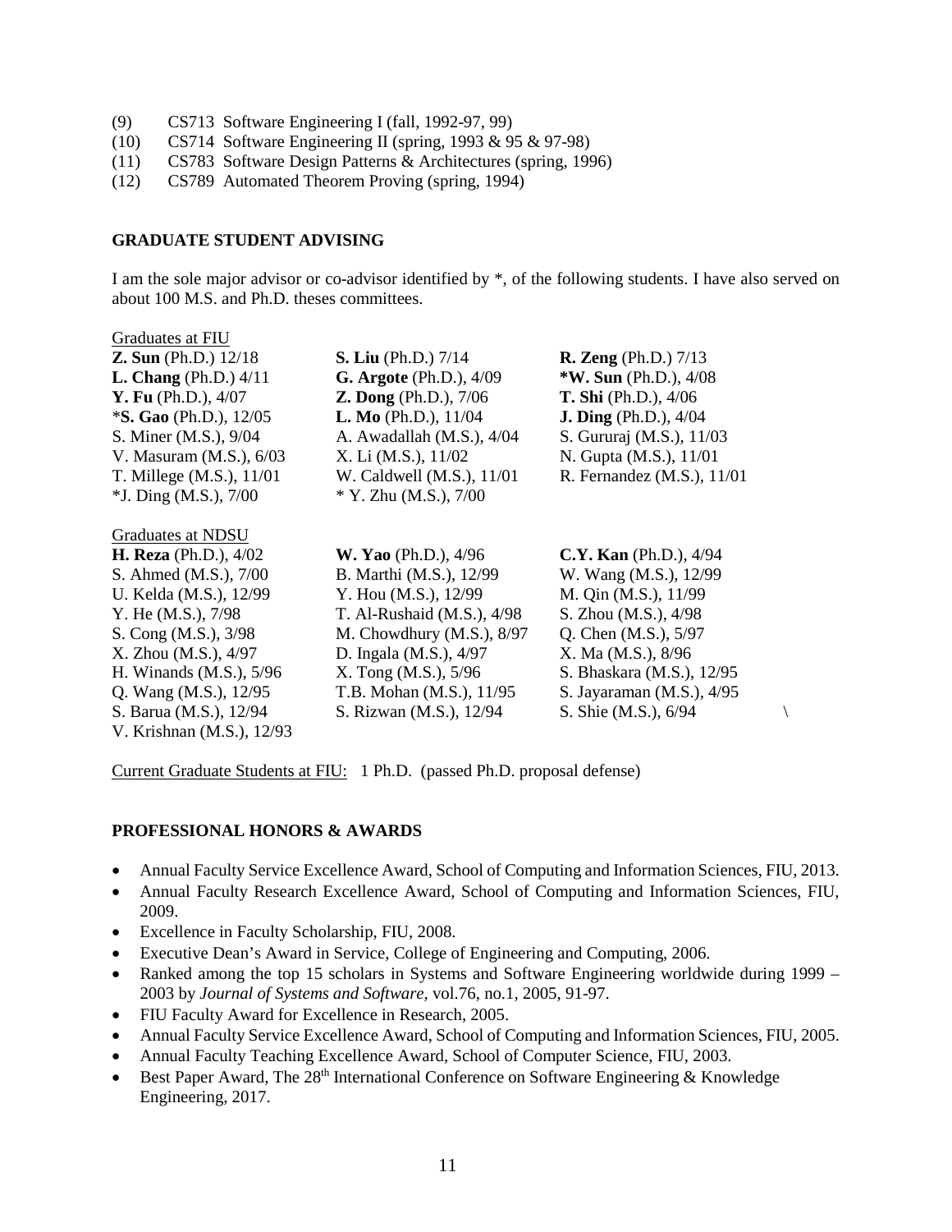(9) CS713 Software Engineering I (fall, 1992-97, 99)
(10) CS714 Software Engineering II (spring, 1993 & 95 & 97-98)
(11) CS783 Software Design Patterns & Architectures (spring, 1996)
(12) CS789 Automated Theorem Proving (spring, 1994)

## GRADUATE STUDENT ADVISING

I am the sole major advisor or co-advisor identified by *, of the following students. I have also served on about 100 M.S. and Ph.D. theses committees.

Graduates at FIU

| | | |
|---|---|---|
| **Z. Sun** (Ph.D.) 12/18 | **S. Liu** (Ph.D.) 7/14 | **R. Zeng** (Ph.D.) 7/13 |
| **L. Chang** (Ph.D.) 4/11 | **G. Argote** (Ph.D.), 4/09 | ***W. Sun** (Ph.D.), 4/08 |
| **Y. Fu** (Ph.D.), 4/07 | **Z. Dong** (Ph.D.), 7/06 | **T. Shi** (Ph.D.), 4/06 |
| ***S. Gao** (Ph.D.), 12/05 | **L. Mo** (Ph.D.), 11/04 | **J. Ding** (Ph.D.), 4/04 |
| S. Miner (M.S.), 9/04 | A. Awadallah (M.S.), 4/04 | S. Gururaj (M.S.), 11/03 |
| V. Masuram (M.S.), 6/03 | X. Li (M.S.), 11/02 | N. Gupta (M.S.), 11/01 |
| T. Millege (M.S.), 11/01 | W. Caldwell (M.S.), 11/01 | R. Fernandez (M.S.), 11/01 |
| *J. Ding (M.S.), 7/00 | * Y. Zhu (M.S.), 7/00 | |

Graduates at NDSU

| | | |
|---|---|---|
| **H. Reza** (Ph.D.), 4/02 | **W. Yao** (Ph.D.), 4/96 | **C.Y. Kan** (Ph.D.), 4/94 |
| S. Ahmed (M.S.), 7/00 | B. Marthi (M.S.), 12/99 | W. Wang (M.S.), 12/99 |
| U. Kelda (M.S.), 12/99 | Y. Hou (M.S.), 12/99 | M. Qin (M.S.), 11/99 |
| Y. He (M.S.), 7/98 | T. Al-Rushaid (M.S.), 4/98 | S. Zhou (M.S.), 4/98 |
| S. Cong (M.S.), 3/98 | M. Chowdhury (M.S.), 8/97 | Q. Chen (M.S.), 5/97 |
| X. Zhou (M.S.), 4/97 | D. Ingala (M.S.), 4/97 | X. Ma (M.S.), 8/96 |
| H. Winands (M.S.), 5/96 | X. Tong (M.S.), 5/96 | S. Bhaskara (M.S.), 12/95 |
| Q. Wang (M.S.), 12/95 | T.B. Mohan (M.S.), 11/95 | S. Jayaraman (M.S.), 4/95 |
| S. Barua (M.S.), 12/94 | S. Rizwan (M.S.), 12/94 | S. Shie (M.S.), 6/94 |
| V. Krishnan (M.S.), 12/93 | | |

Current Graduate Students at FIU: 1 Ph.D. (passed Ph.D. proposal defense)

## PROFESSIONAL HONORS & AWARDS

- Annual Faculty Service Excellence Award, School of Computing and Information Sciences, FIU, 2013.
- Annual Faculty Research Excellence Award, School of Computing and Information Sciences, FIU, 2009.
- Excellence in Faculty Scholarship, FIU, 2008.
- Executive Dean's Award in Service, College of Engineering and Computing, 2006.
- Ranked among the top 15 scholars in Systems and Software Engineering worldwide during 1999 – 2003 by *Journal of Systems and Software*, vol.76, no.1, 2005, 91-97.
- FIU Faculty Award for Excellence in Research, 2005.
- Annual Faculty Service Excellence Award, School of Computing and Information Sciences, FIU, 2005.
- Annual Faculty Teaching Excellence Award, School of Computer Science, FIU, 2003.
- Best Paper Award, The 28th International Conference on Software Engineering & Knowledge Engineering, 2017.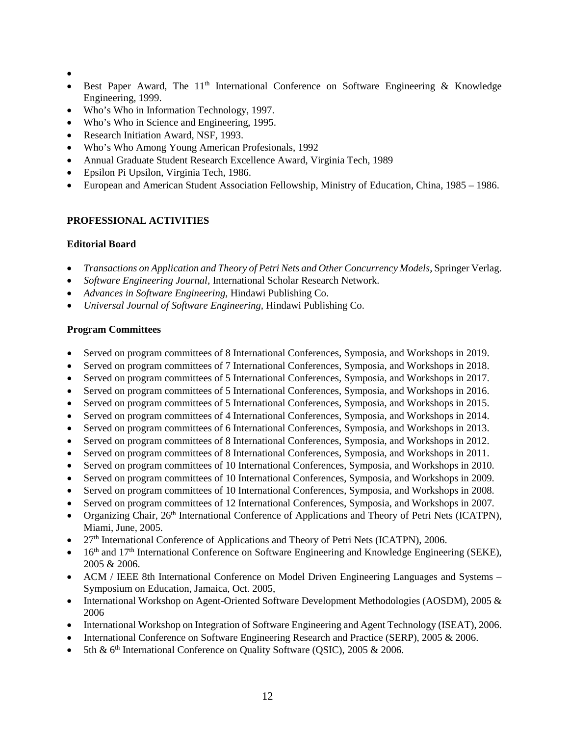- Best Paper Award, The 11th International Conference on Software Engineering & Knowledge Engineering, 1999.
- Who's Who in Information Technology, 1997.
- Who's Who in Science and Engineering, 1995.
- Research Initiation Award, NSF, 1993.
- Who's Who Among Young American Profesionals, 1992
- Annual Graduate Student Research Excellence Award, Virginia Tech, 1989
- Epsilon Pi Upsilon, Virginia Tech, 1986.
- European and American Student Association Fellowship, Ministry of Education, China, 1985 – 1986.

## PROFESSIONAL ACTIVITIES

### Editorial Board

- *Transactions on Application and Theory of Petri Nets and Other Concurrency Models*, Springer Verlag.
- *Software Engineering Journal*, International Scholar Research Network.
- *Advances in Software Engineering*, Hindawi Publishing Co.
- *Universal Journal of Software Engineering*, Hindawi Publishing Co.

### Program Committees

- Served on program committees of 8 International Conferences, Symposia, and Workshops in 2019.
- Served on program committees of 7 International Conferences, Symposia, and Workshops in 2018.
- Served on program committees of 5 International Conferences, Symposia, and Workshops in 2017.
- Served on program committees of 5 International Conferences, Symposia, and Workshops in 2016.
- Served on program committees of 5 International Conferences, Symposia, and Workshops in 2015.
- Served on program committees of 4 International Conferences, Symposia, and Workshops in 2014.
- Served on program committees of 6 International Conferences, Symposia, and Workshops in 2013.
- Served on program committees of 8 International Conferences, Symposia, and Workshops in 2012.
- Served on program committees of 8 International Conferences, Symposia, and Workshops in 2011.
- Served on program committees of 10 International Conferences, Symposia, and Workshops in 2010.
- Served on program committees of 10 International Conferences, Symposia, and Workshops in 2009.
- Served on program committees of 10 International Conferences, Symposia, and Workshops in 2008.
- Served on program committees of 12 International Conferences, Symposia, and Workshops in 2007.
- Organizing Chair, 26th International Conference of Applications and Theory of Petri Nets (ICATPN), Miami, June, 2005.
- 27th International Conference of Applications and Theory of Petri Nets (ICATPN), 2006.
- 16th and 17th International Conference on Software Engineering and Knowledge Engineering (SEKE), 2005 & 2006.
- ACM / IEEE 8th International Conference on Model Driven Engineering Languages and Systems – Symposium on Education, Jamaica, Oct. 2005,
- International Workshop on Agent-Oriented Software Development Methodologies (AOSDM), 2005 & 2006
- International Workshop on Integration of Software Engineering and Agent Technology (ISEAT), 2006.
- International Conference on Software Engineering Research and Practice (SERP), 2005 & 2006.
- 5th & 6th International Conference on Quality Software (QSIC), 2005 & 2006.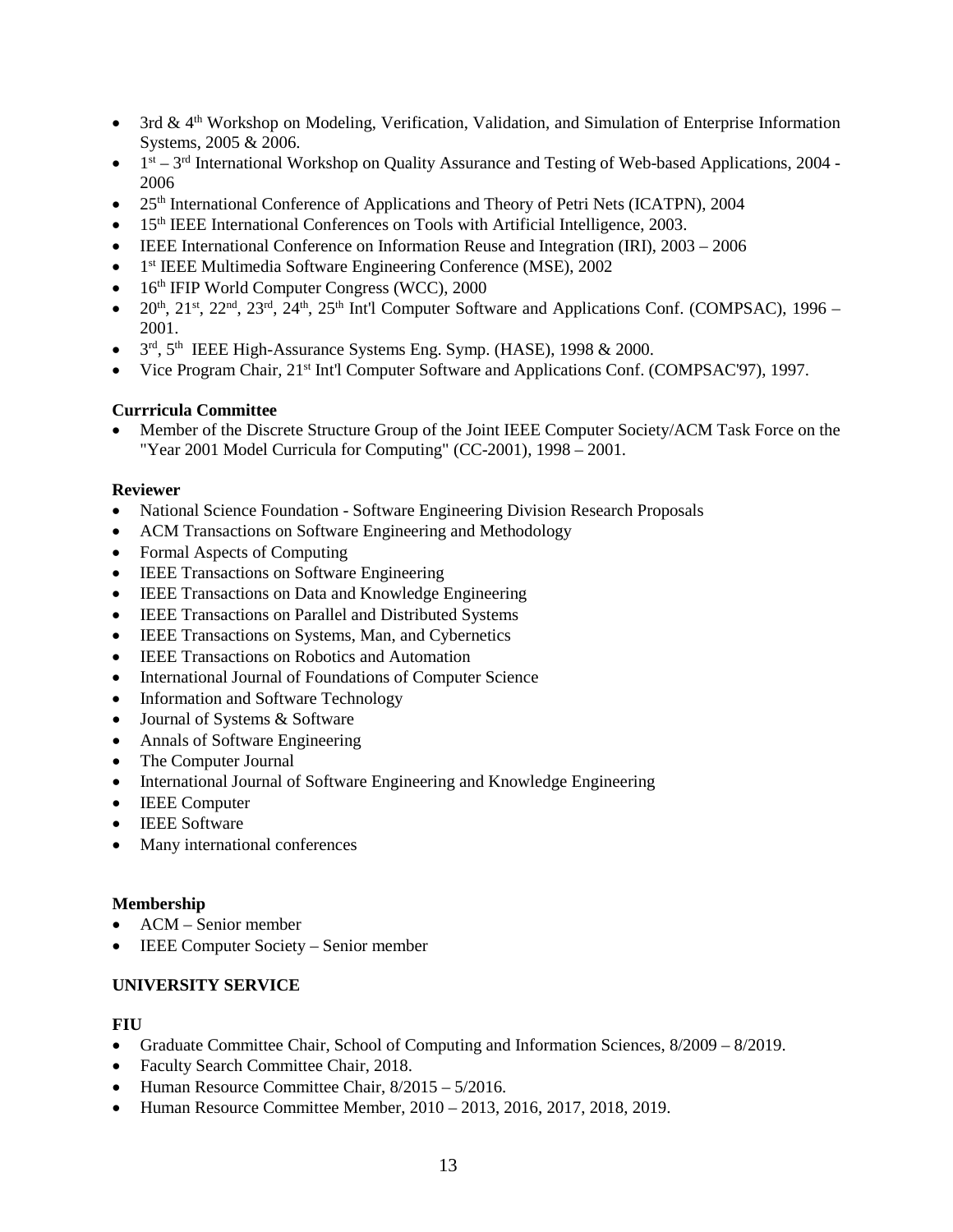- 3rd & 4th Workshop on Modeling, Verification, Validation, and Simulation of Enterprise Information Systems, 2005 & 2006.
- 1st – 3rd International Workshop on Quality Assurance and Testing of Web-based Applications, 2004 - 2006
- 25th International Conference of Applications and Theory of Petri Nets (ICATPN), 2004
- 15th IEEE International Conferences on Tools with Artificial Intelligence, 2003.
- IEEE International Conference on Information Reuse and Integration (IRI), 2003 – 2006
- 1st IEEE Multimedia Software Engineering Conference (MSE), 2002
- 16th IFIP World Computer Congress (WCC), 2000
- 20th, 21st, 22nd, 23rd, 24th, 25th Int'l Computer Software and Applications Conf. (COMPSAC), 1996 – 2001.
- 3rd, 5th IEEE High-Assurance Systems Eng. Symp. (HASE), 1998 & 2000.
- Vice Program Chair, 21st Int'l Computer Software and Applications Conf. (COMPSAC'97), 1997.

**Currricula Committee**

- Member of the Discrete Structure Group of the Joint IEEE Computer Society/ACM Task Force on the "Year 2001 Model Curricula for Computing" (CC-2001), 1998 – 2001.

**Reviewer**

- National Science Foundation - Software Engineering Division Research Proposals
- ACM Transactions on Software Engineering and Methodology
- Formal Aspects of Computing
- IEEE Transactions on Software Engineering
- IEEE Transactions on Data and Knowledge Engineering
- IEEE Transactions on Parallel and Distributed Systems
- IEEE Transactions on Systems, Man, and Cybernetics
- IEEE Transactions on Robotics and Automation
- International Journal of Foundations of Computer Science
- Information and Software Technology
- Journal of Systems & Software
- Annals of Software Engineering
- The Computer Journal
- International Journal of Software Engineering and Knowledge Engineering
- IEEE Computer
- IEEE Software
- Many international conferences

**Membership**

- ACM – Senior member
- IEEE Computer Society – Senior member

## UNIVERSITY SERVICE

**FIU**

- Graduate Committee Chair, School of Computing and Information Sciences, 8/2009 – 8/2019.
- Faculty Search Committee Chair, 2018.
- Human Resource Committee Chair, 8/2015 – 5/2016.
- Human Resource Committee Member, 2010 – 2013, 2016, 2017, 2018, 2019.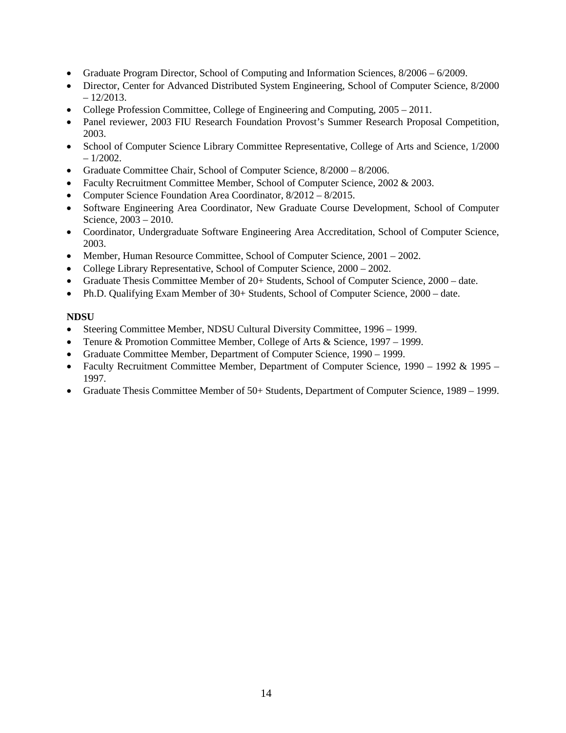- Graduate Program Director, School of Computing and Information Sciences, 8/2006 – 6/2009.
- Director, Center for Advanced Distributed System Engineering, School of Computer Science, 8/2000 – 12/2013.
- College Profession Committee, College of Engineering and Computing, 2005 – 2011.
- Panel reviewer, 2003 FIU Research Foundation Provost's Summer Research Proposal Competition, 2003.
- School of Computer Science Library Committee Representative, College of Arts and Science, 1/2000 – 1/2002.
- Graduate Committee Chair, School of Computer Science, 8/2000 – 8/2006.
- Faculty Recruitment Committee Member, School of Computer Science, 2002 & 2003.
- Computer Science Foundation Area Coordinator, 8/2012 – 8/2015.
- Software Engineering Area Coordinator, New Graduate Course Development, School of Computer Science, 2003 – 2010.
- Coordinator, Undergraduate Software Engineering Area Accreditation, School of Computer Science, 2003.
- Member, Human Resource Committee, School of Computer Science, 2001 – 2002.
- College Library Representative, School of Computer Science, 2000 – 2002.
- Graduate Thesis Committee Member of 20+ Students, School of Computer Science, 2000 – date.
- Ph.D. Qualifying Exam Member of 30+ Students, School of Computer Science, 2000 – date.

**NDSU**

- Steering Committee Member, NDSU Cultural Diversity Committee, 1996 – 1999.
- Tenure & Promotion Committee Member, College of Arts & Science, 1997 – 1999.
- Graduate Committee Member, Department of Computer Science, 1990 – 1999.
- Faculty Recruitment Committee Member, Department of Computer Science, 1990 – 1992 & 1995 – 1997.
- Graduate Thesis Committee Member of 50+ Students, Department of Computer Science, 1989 – 1999.